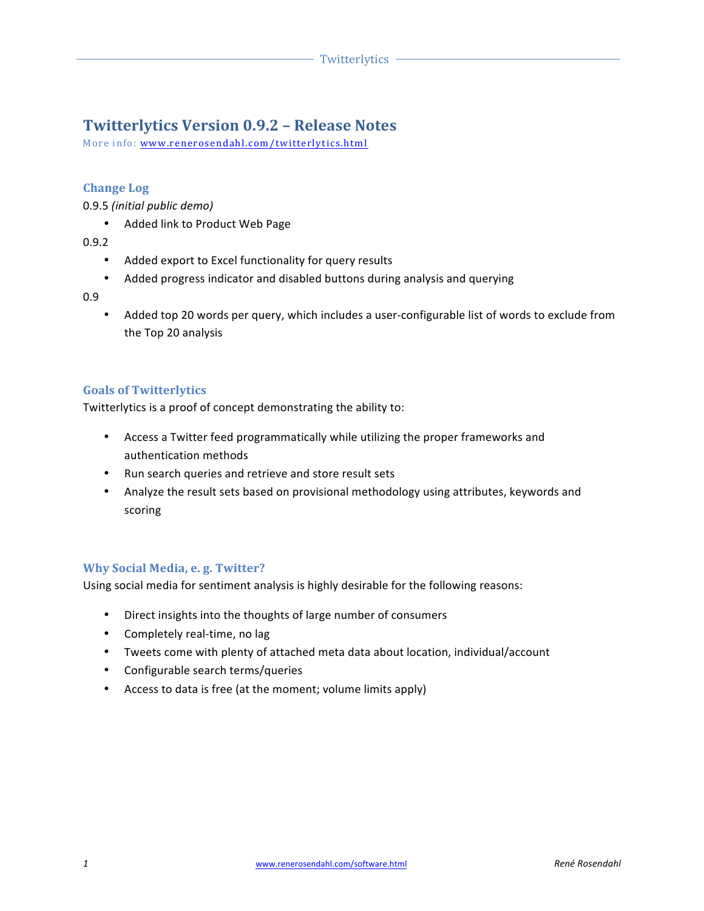# Twitterlytics Version 0.9.2 – Release Notes

More info: [www.renerosendahl.com/twitterlytics.html](http://www.renerosendahl.com/twitterlytics.html)

## Change Log

0.9.5 *(initial public demo)*

- Added link to Product Web Page

0.9.2

- Added export to Excel functionality for query results
- Added progress indicator and disabled buttons during analysis and querying

0.9

- Added top 20 words per query, which includes a user-configurable list of words to exclude from the Top 20 analysis

## Goals of Twitterlytics

Twitterlytics is a proof of concept demonstrating the ability to:

- Access a Twitter feed programmatically while utilizing the proper frameworks and authentication methods
- Run search queries and retrieve and store result sets
- Analyze the result sets based on provisional methodology using attributes, keywords and scoring

## Why Social Media, e. g. Twitter?

Using social media for sentiment analysis is highly desirable for the following reasons:

- Direct insights into the thoughts of large number of consumers
- Completely real-time, no lag
- Tweets come with plenty of attached meta data about location, individual/account
- Configurable search terms/queries
- Access to data is free (at the moment; volume limits apply)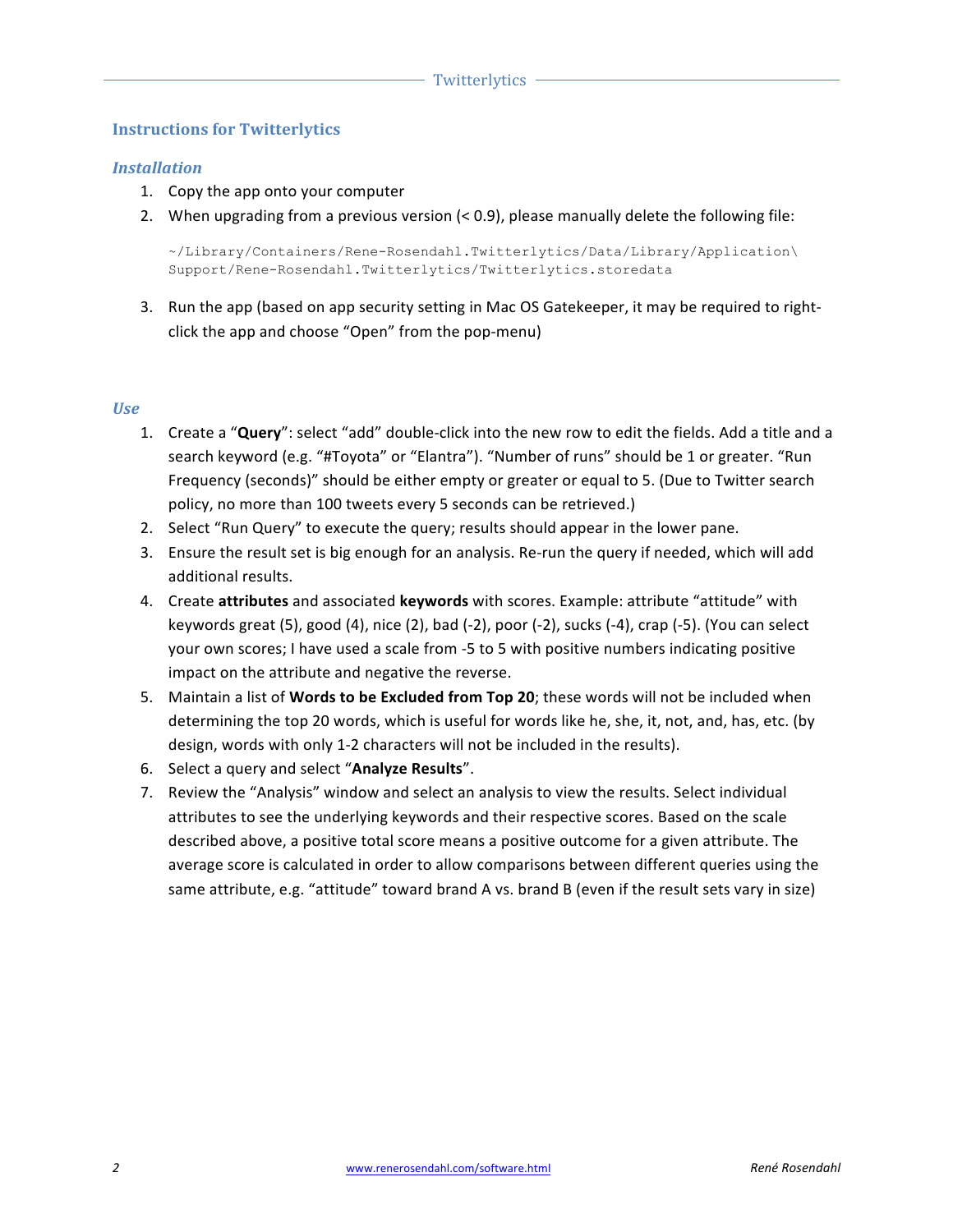## Instructions for Twitterlytics

### Installation

1. Copy the app onto your computer
2. When upgrading from a previous version (< 0.9), please manually delete the following file:

```
~/Library/Containers/Rene-Rosendahl.Twitterlytics/Data/Library/Application\
Support/Rene-Rosendahl.Twitterlytics/Twitterlytics.storedata
```

3. Run the app (based on app security setting in Mac OS Gatekeeper, it may be required to right-click the app and choose "Open" from the pop-menu)

### Use

1. Create a "**Query**": select "add" double-click into the new row to edit the fields. Add a title and a search keyword (e.g. "#Toyota" or "Elantra"). "Number of runs" should be 1 or greater. "Run Frequency (seconds)" should be either empty or greater or equal to 5. (Due to Twitter search policy, no more than 100 tweets every 5 seconds can be retrieved.)
2. Select "Run Query" to execute the query; results should appear in the lower pane.
3. Ensure the result set is big enough for an analysis. Re-run the query if needed, which will add additional results.
4. Create **attributes** and associated **keywords** with scores. Example: attribute "attitude" with keywords great (5), good (4), nice (2), bad (-2), poor (-2), sucks (-4), crap (-5). (You can select your own scores; I have used a scale from -5 to 5 with positive numbers indicating positive impact on the attribute and negative the reverse.
5. Maintain a list of **Words to be Excluded from Top 20**; these words will not be included when determining the top 20 words, which is useful for words like he, she, it, not, and, has, etc. (by design, words with only 1-2 characters will not be included in the results).
6. Select a query and select "**Analyze Results**".
7. Review the "Analysis" window and select an analysis to view the results. Select individual attributes to see the underlying keywords and their respective scores. Based on the scale described above, a positive total score means a positive outcome for a given attribute. The average score is calculated in order to allow comparisons between different queries using the same attribute, e.g. "attitude" toward brand A vs. brand B (even if the result sets vary in size)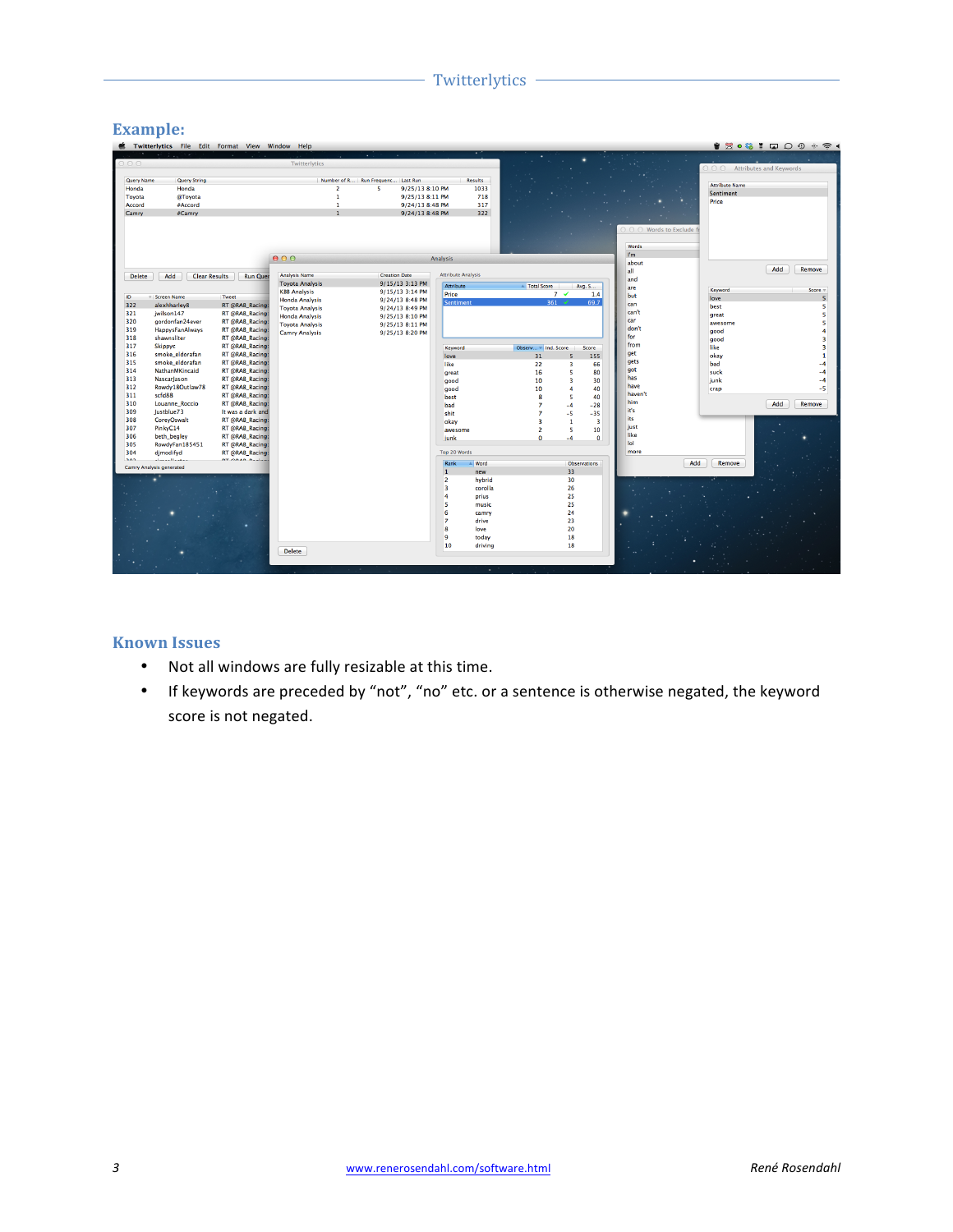## Example:

## Known Issues

- Not all windows are fully resizable at this time.
- If keywords are preceded by “not”, “no” etc. or a sentence is otherwise negated, the keyword score is not negated.